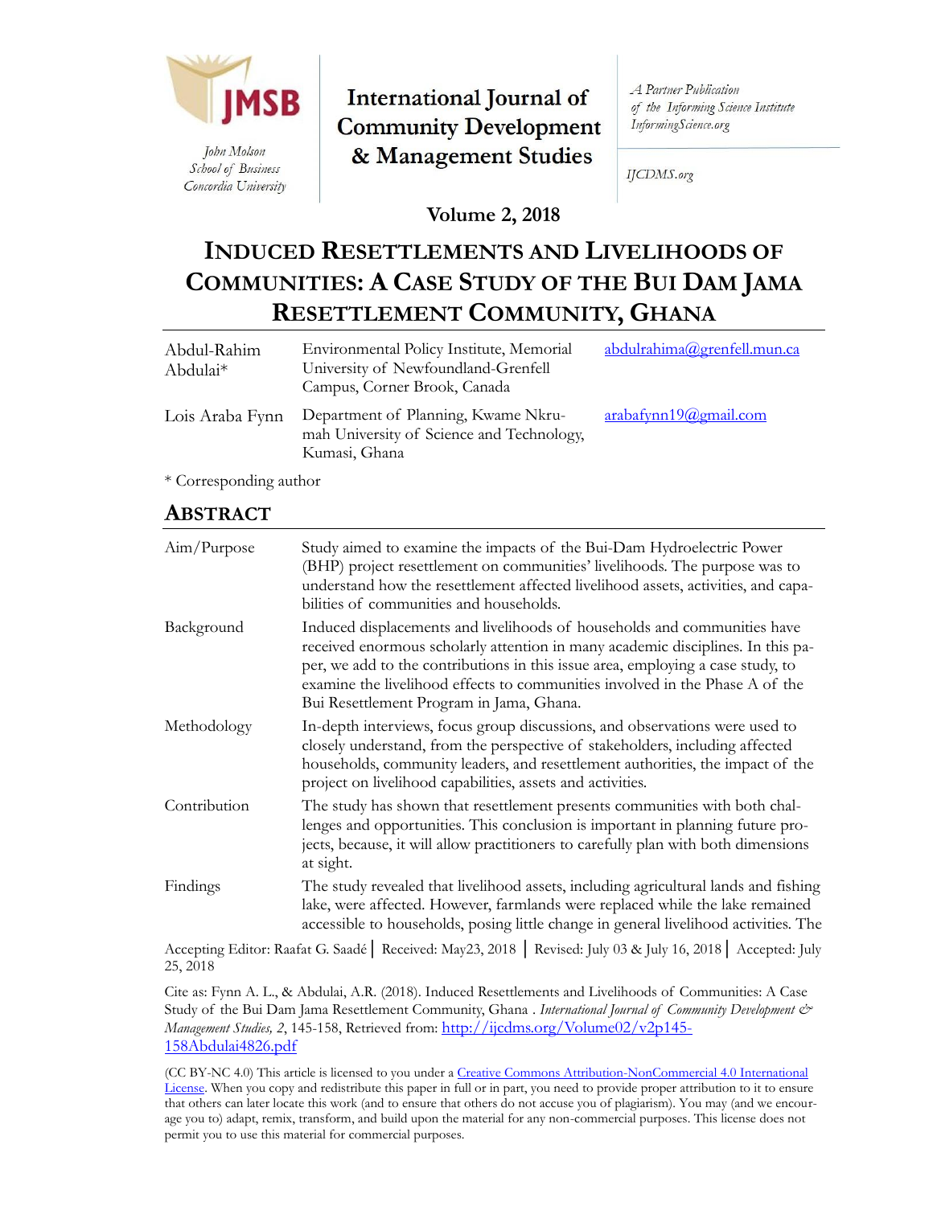John Molson School of Business Concordia University

# International Journal of Community Development & Management Studies

A Partner Publication of the Informing Science Institute InformingScience.org

IJCDMS.org

**Volume 2, 2018**

# INDUCED RESETTLEMENTS AND LIVELIHOODS OF COMMUNITIES: A CASE STUDY OF THE BUI DAM JAMA RESETTLEMENT COMMUNITY, GHANA

| | | |
|---|---|---|
| Abdul-Rahim Abdulai* | Environmental Policy Institute, Memorial University of Newfoundland-Grenfell Campus, Corner Brook, Canada | abdulrahima@grenfell.mun.ca |
| Lois Araba Fynn | Department of Planning, Kwame Nkrumah University of Science and Technology, Kumasi, Ghana | arabafynn19@gmail.com |

\* Corresponding author

## ABSTRACT

| | |
|---|---|
| Aim/Purpose | Study aimed to examine the impacts of the Bui-Dam Hydroelectric Power (BHP) project resettlement on communities' livelihoods. The purpose was to understand how the resettlement affected livelihood assets, activities, and capabilities of communities and households. |
| Background | Induced displacements and livelihoods of households and communities have received enormous scholarly attention in many academic disciplines. In this paper, we add to the contributions in this issue area, employing a case study, to examine the livelihood effects to communities involved in the Phase A of the Bui Resettlement Program in Jama, Ghana. |
| Methodology | In-depth interviews, focus group discussions, and observations were used to closely understand, from the perspective of stakeholders, including affected households, community leaders, and resettlement authorities, the impact of the project on livelihood capabilities, assets and activities. |
| Contribution | The study has shown that resettlement presents communities with both challenges and opportunities. This conclusion is important in planning future projects, because, it will allow practitioners to carefully plan with both dimensions at sight. |
| Findings | The study revealed that livelihood assets, including agricultural lands and fishing lake, were affected. However, farmlands were replaced while the lake remained accessible to households, posing little change in general livelihood activities. The |

Accepting Editor: Raafat G. Saadé │ Received: May23, 2018 │ Revised: July 03 & July 16, 2018 │ Accepted: July 25, 2018

Cite as: Fynn A. L., & Abdulai, A.R. (2018). Induced Resettlements and Livelihoods of Communities: A Case Study of the Bui Dam Jama Resettlement Community, Ghana . *International Journal of Community Development & Management Studies, 2*, 145-158, Retrieved from: http://ijcdms.org/Volume02/v2p145-158Abdulai4826.pdf

(CC BY-NC 4.0) This article is licensed to you under a Creative Commons Attribution-NonCommercial 4.0 International License. When you copy and redistribute this paper in full or in part, you need to provide proper attribution to it to ensure that others can later locate this work (and to ensure that others do not accuse you of plagiarism). You may (and we encourage you to) adapt, remix, transform, and build upon the material for any non-commercial purposes. This license does not permit you to use this material for commercial purposes.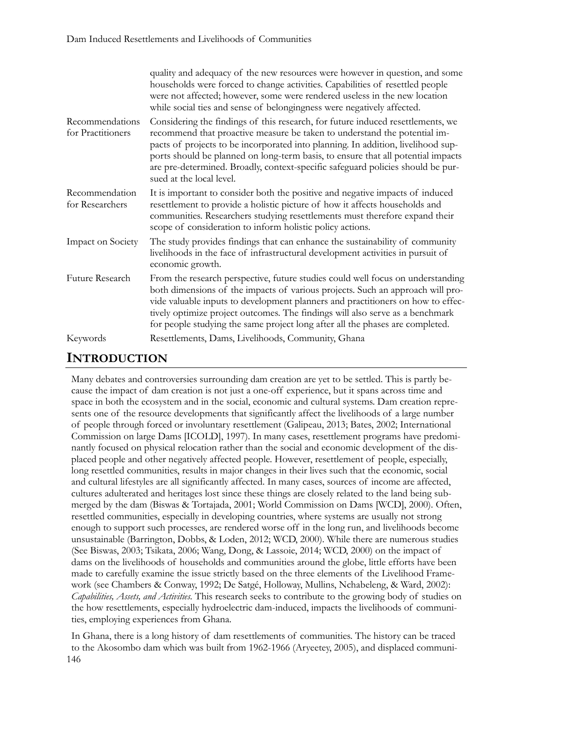| | |
|---|---|
| | quality and adequacy of the new resources were however in question, and some households were forced to change activities. Capabilities of resettled people were not affected; however, some were rendered useless in the new location while social ties and sense of belongingness were negatively affected. |
| Recommendations for Practitioners | Considering the findings of this research, for future induced resettlements, we recommend that proactive measure be taken to understand the potential impacts of projects to be incorporated into planning. In addition, livelihood supports should be planned on long-term basis, to ensure that all potential impacts are pre-determined. Broadly, context-specific safeguard policies should be pursued at the local level. |
| Recommendation for Researchers | It is important to consider both the positive and negative impacts of induced resettlement to provide a holistic picture of how it affects households and communities. Researchers studying resettlements must therefore expand their scope of consideration to inform holistic policy actions. |
| Impact on Society | The study provides findings that can enhance the sustainability of community livelihoods in the face of infrastructural development activities in pursuit of economic growth. |
| Future Research | From the research perspective, future studies could well focus on understanding both dimensions of the impacts of various projects. Such an approach will provide valuable inputs to development planners and practitioners on how to effectively optimize project outcomes. The findings will also serve as a benchmark for people studying the same project long after all the phases are completed. |
| Keywords | Resettlements, Dams, Livelihoods, Community, Ghana |

## INTRODUCTION

Many debates and controversies surrounding dam creation are yet to be settled. This is partly because the impact of dam creation is not just a one-off experience, but it spans across time and space in both the ecosystem and in the social, economic and cultural systems. Dam creation represents one of the resource developments that significantly affect the livelihoods of a large number of people through forced or involuntary resettlement (Galipeau, 2013; Bates, 2002; International Commission on large Dams [ICOLD], 1997). In many cases, resettlement programs have predominantly focused on physical relocation rather than the social and economic development of the displaced people and other negatively affected people. However, resettlement of people, especially, long resettled communities, results in major changes in their lives such that the economic, social and cultural lifestyles are all significantly affected. In many cases, sources of income are affected, cultures adulterated and heritages lost since these things are closely related to the land being submerged by the dam (Biswas & Tortajada, 2001; World Commission on Dams [WCD], 2000). Often, resettled communities, especially in developing countries, where systems are usually not strong enough to support such processes, are rendered worse off in the long run, and livelihoods become unsustainable (Barrington, Dobbs, & Loden, 2012; WCD, 2000). While there are numerous studies (See Biswas, 2003; Tsikata, 2006; Wang, Dong, & Lassoie, 2014; WCD, 2000) on the impact of dams on the livelihoods of households and communities around the globe, little efforts have been made to carefully examine the issue strictly based on the three elements of the Livelihood Framework (see Chambers & Conway, 1992; De Satgé, Holloway, Mullins, Nchabeleng, & Ward, 2002): *Capabilities, Assets, and Activities*. This research seeks to contribute to the growing body of studies on the how resettlements, especially hydroelectric dam-induced, impacts the livelihoods of communities, employing experiences from Ghana.

In Ghana, there is a long history of dam resettlements of communities. The history can be traced to the Akosombo dam which was built from 1962-1966 (Aryeetey, 2005), and displaced communi-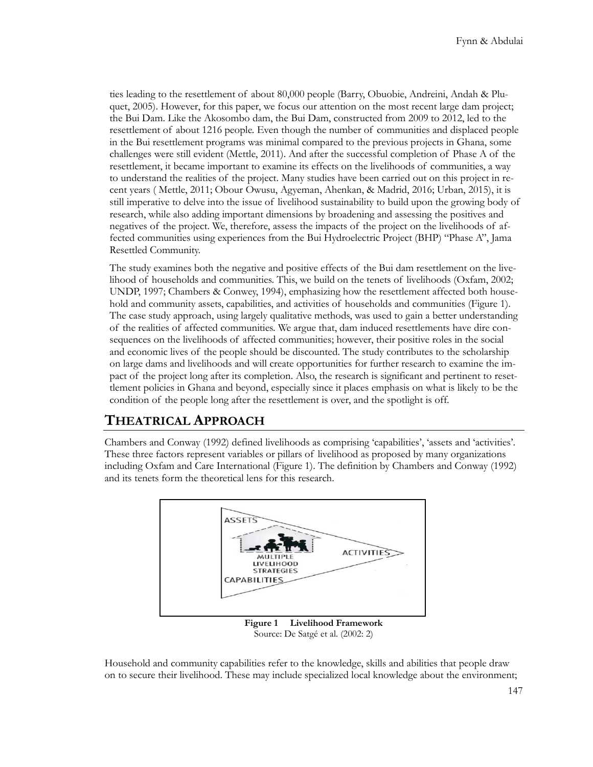ties leading to the resettlement of about 80,000 people (Barry, Obuobie, Andreini, Andah & Pluquet, 2005). However, for this paper, we focus our attention on the most recent large dam project; the Bui Dam. Like the Akosombo dam, the Bui Dam, constructed from 2009 to 2012, led to the resettlement of about 1216 people. Even though the number of communities and displaced people in the Bui resettlement programs was minimal compared to the previous projects in Ghana, some challenges were still evident (Mettle, 2011). And after the successful completion of Phase A of the resettlement, it became important to examine its effects on the livelihoods of communities, a way to understand the realities of the project. Many studies have been carried out on this project in recent years ( Mettle, 2011; Obour Owusu, Agyeman, Ahenkan, & Madrid, 2016; Urban, 2015), it is still imperative to delve into the issue of livelihood sustainability to build upon the growing body of research, while also adding important dimensions by broadening and assessing the positives and negatives of the project. We, therefore, assess the impacts of the project on the livelihoods of affected communities using experiences from the Bui Hydroelectric Project (BHP) "Phase A", Jama Resettled Community.

The study examines both the negative and positive effects of the Bui dam resettlement on the livelihood of households and communities. This, we build on the tenets of livelihoods (Oxfam, 2002; UNDP, 1997; Chambers & Conwey, 1994), emphasizing how the resettlement affected both household and community assets, capabilities, and activities of households and communities (Figure 1). The case study approach, using largely qualitative methods, was used to gain a better understanding of the realities of affected communities. We argue that, dam induced resettlements have dire consequences on the livelihoods of affected communities; however, their positive roles in the social and economic lives of the people should be discounted. The study contributes to the scholarship on large dams and livelihoods and will create opportunities for further research to examine the impact of the project long after its completion. Also, the research is significant and pertinent to resettlement policies in Ghana and beyond, especially since it places emphasis on what is likely to be the condition of the people long after the resettlement is over, and the spotlight is off.

## THEATRICAL APPROACH

Chambers and Conway (1992) defined livelihoods as comprising 'capabilities', 'assets and 'activities'. These three factors represent variables or pillars of livelihood as proposed by many organizations including Oxfam and Care International (Figure 1). The definition by Chambers and Conway (1992) and its tenets form the theoretical lens for this research.

**Figure 1 Livelihood Framework**
Source: De Satgé et al. (2002: 2)

Household and community capabilities refer to the knowledge, skills and abilities that people draw on to secure their livelihood. These may include specialized local knowledge about the environment;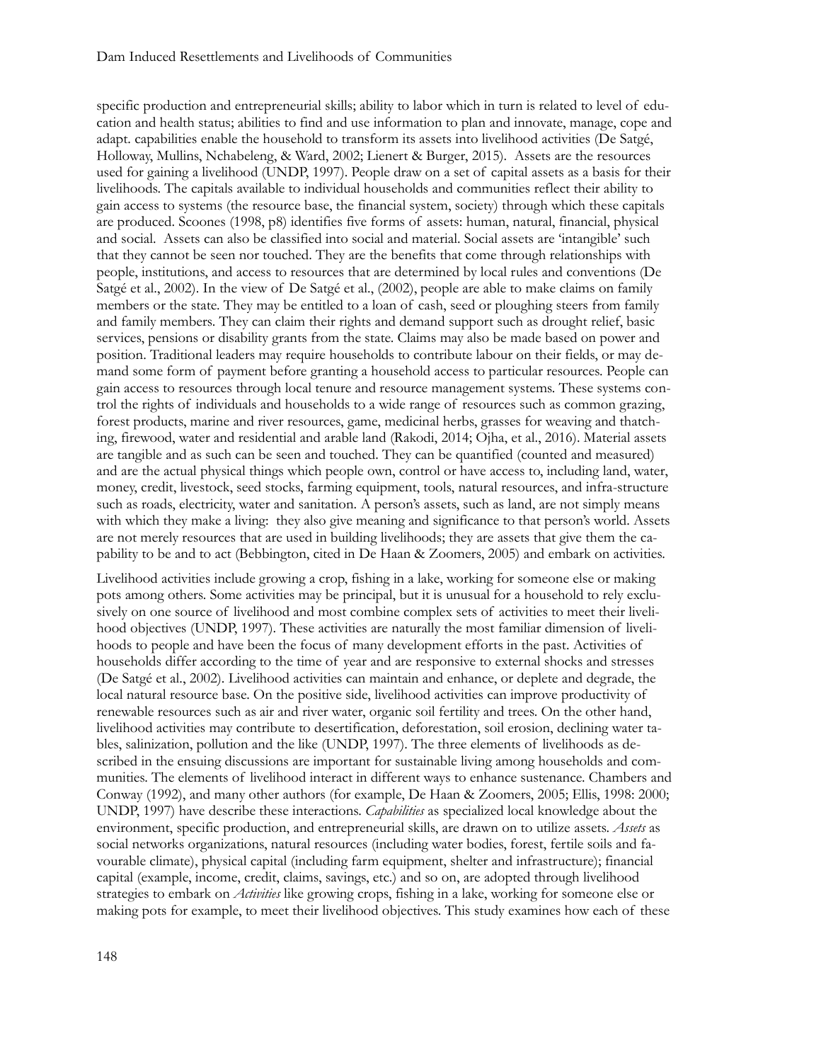specific production and entrepreneurial skills; ability to labor which in turn is related to level of education and health status; abilities to find and use information to plan and innovate, manage, cope and adapt. capabilities enable the household to transform its assets into livelihood activities (De Satgé, Holloway, Mullins, Nchabeleng, & Ward, 2002; Lienert & Burger, 2015). Assets are the resources used for gaining a livelihood (UNDP, 1997). People draw on a set of capital assets as a basis for their livelihoods. The capitals available to individual households and communities reflect their ability to gain access to systems (the resource base, the financial system, society) through which these capitals are produced. Scoones (1998, p8) identifies five forms of assets: human, natural, financial, physical and social. Assets can also be classified into social and material. Social assets are 'intangible' such that they cannot be seen nor touched. They are the benefits that come through relationships with people, institutions, and access to resources that are determined by local rules and conventions (De Satgé et al., 2002). In the view of De Satgé et al., (2002), people are able to make claims on family members or the state. They may be entitled to a loan of cash, seed or ploughing steers from family and family members. They can claim their rights and demand support such as drought relief, basic services, pensions or disability grants from the state. Claims may also be made based on power and position. Traditional leaders may require households to contribute labour on their fields, or may demand some form of payment before granting a household access to particular resources. People can gain access to resources through local tenure and resource management systems. These systems control the rights of individuals and households to a wide range of resources such as common grazing, forest products, marine and river resources, game, medicinal herbs, grasses for weaving and thatching, firewood, water and residential and arable land (Rakodi, 2014; Ojha, et al., 2016). Material assets are tangible and as such can be seen and touched. They can be quantified (counted and measured) and are the actual physical things which people own, control or have access to, including land, water, money, credit, livestock, seed stocks, farming equipment, tools, natural resources, and infra-structure such as roads, electricity, water and sanitation. A person's assets, such as land, are not simply means with which they make a living: they also give meaning and significance to that person's world. Assets are not merely resources that are used in building livelihoods; they are assets that give them the capability to be and to act (Bebbington, cited in De Haan & Zoomers, 2005) and embark on activities.

Livelihood activities include growing a crop, fishing in a lake, working for someone else or making pots among others. Some activities may be principal, but it is unusual for a household to rely exclusively on one source of livelihood and most combine complex sets of activities to meet their livelihood objectives (UNDP, 1997). These activities are naturally the most familiar dimension of livelihoods to people and have been the focus of many development efforts in the past. Activities of households differ according to the time of year and are responsive to external shocks and stresses (De Satgé et al., 2002). Livelihood activities can maintain and enhance, or deplete and degrade, the local natural resource base. On the positive side, livelihood activities can improve productivity of renewable resources such as air and river water, organic soil fertility and trees. On the other hand, livelihood activities may contribute to desertification, deforestation, soil erosion, declining water tables, salinization, pollution and the like (UNDP, 1997). The three elements of livelihoods as described in the ensuing discussions are important for sustainable living among households and communities. The elements of livelihood interact in different ways to enhance sustenance. Chambers and Conway (1992), and many other authors (for example, De Haan & Zoomers, 2005; Ellis, 1998: 2000; UNDP, 1997) have describe these interactions. *Capabilities* as specialized local knowledge about the environment, specific production, and entrepreneurial skills, are drawn on to utilize assets. *Assets* as social networks organizations, natural resources (including water bodies, forest, fertile soils and favourable climate), physical capital (including farm equipment, shelter and infrastructure); financial capital (example, income, credit, claims, savings, etc.) and so on, are adopted through livelihood strategies to embark on *Activities* like growing crops, fishing in a lake, working for someone else or making pots for example, to meet their livelihood objectives. This study examines how each of these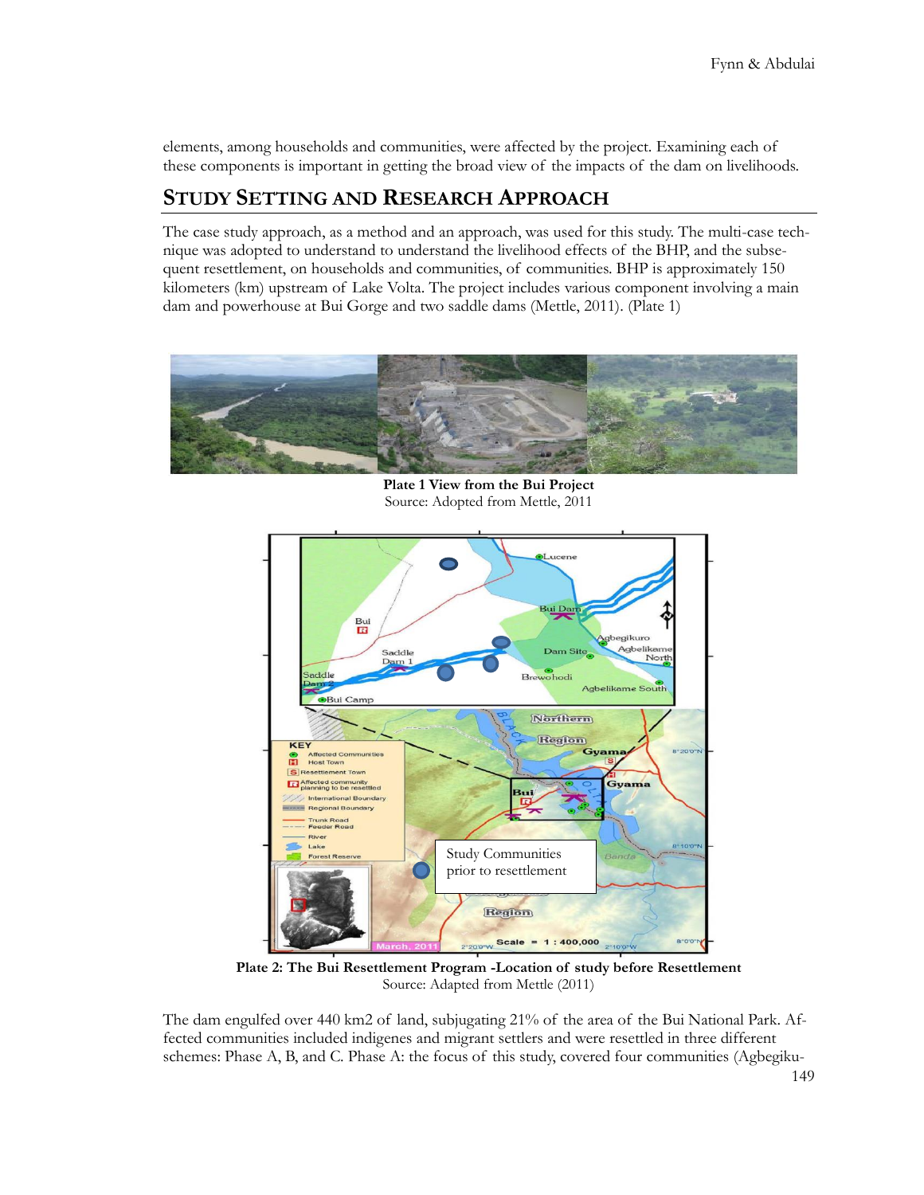elements, among households and communities, were affected by the project. Examining each of these components is important in getting the broad view of the impacts of the dam on livelihoods.

## STUDY SETTING AND RESEARCH APPROACH

The case study approach, as a method and an approach, was used for this study. The multi-case technique was adopted to understand to understand the livelihood effects of the BHP, and the subsequent resettlement, on households and communities, of communities. BHP is approximately 150 kilometers (km) upstream of Lake Volta. The project includes various component involving a main dam and powerhouse at Bui Gorge and two saddle dams (Mettle, 2011). (Plate 1)

**Plate 1 View from the Bui Project**
Source: Adopted from Mettle, 2011

**Plate 2: The Bui Resettlement Program -Location of study before Resettlement**
Source: Adapted from Mettle (2011)

The dam engulfed over 440 km2 of land, subjugating 21% of the area of the Bui National Park. Affected communities included indigenes and migrant settlers and were resettled in three different schemes: Phase A, B, and C. Phase A: the focus of this study, covered four communities (Agbegiku-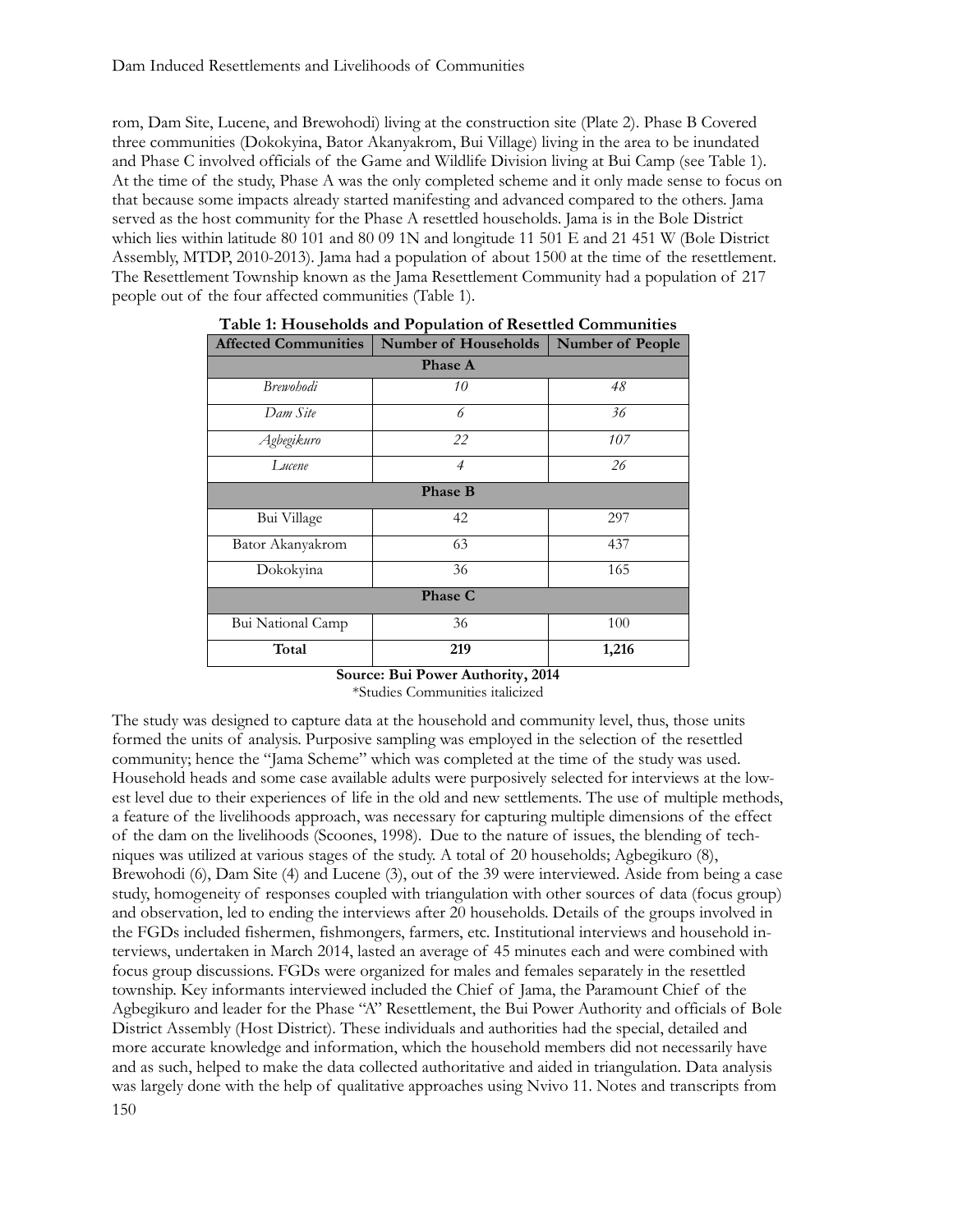rom, Dam Site, Lucene, and Brewohodi) living at the construction site (Plate 2). Phase B Covered three communities (Dokokyina, Bator Akanyakrom, Bui Village) living in the area to be inundated and Phase C involved officials of the Game and Wildlife Division living at Bui Camp (see Table 1). At the time of the study, Phase A was the only completed scheme and it only made sense to focus on that because some impacts already started manifesting and advanced compared to the others. Jama served as the host community for the Phase A resettled households. Jama is in the Bole District which lies within latitude 80 101 and 80 09 1N and longitude 11 501 E and 21 451 W (Bole District Assembly, MTDP, 2010-2013). Jama had a population of about 1500 at the time of the resettlement. The Resettlement Township known as the Jama Resettlement Community had a population of 217 people out of the four affected communities (Table 1).

**Table 1: Households and Population of Resettled Communities**

| Affected Communities | Number of Households | Number of People |
|---|---|---|
| **Phase A** | | |
| *Brewohodi* | *10* | *48* |
| *Dam Site* | *6* | *36* |
| *Agbegikuro* | *22* | *107* |
| *Lucene* | *4* | *26* |
| **Phase B** | | |
| Bui Village | 42 | 297 |
| Bator Akanyakrom | 63 | 437 |
| Dokokyina | 36 | 165 |
| **Phase C** | | |
| Bui National Camp | 36 | 100 |
| **Total** | **219** | **1,216** |

**Source: Bui Power Authority, 2014**
*Studies Communities italicized

The study was designed to capture data at the household and community level, thus, those units formed the units of analysis. Purposive sampling was employed in the selection of the resettled community; hence the "Jama Scheme" which was completed at the time of the study was used. Household heads and some case available adults were purposively selected for interviews at the lowest level due to their experiences of life in the old and new settlements. The use of multiple methods, a feature of the livelihoods approach, was necessary for capturing multiple dimensions of the effect of the dam on the livelihoods (Scoones, 1998). Due to the nature of issues, the blending of techniques was utilized at various stages of the study. A total of 20 households; Agbegikuro (8), Brewohodi (6), Dam Site (4) and Lucene (3), out of the 39 were interviewed. Aside from being a case study, homogeneity of responses coupled with triangulation with other sources of data (focus group) and observation, led to ending the interviews after 20 households. Details of the groups involved in the FGDs included fishermen, fishmongers, farmers, etc. Institutional interviews and household interviews, undertaken in March 2014, lasted an average of 45 minutes each and were combined with focus group discussions. FGDs were organized for males and females separately in the resettled township. Key informants interviewed included the Chief of Jama, the Paramount Chief of the Agbegikuro and leader for the Phase "A" Resettlement, the Bui Power Authority and officials of Bole District Assembly (Host District). These individuals and authorities had the special, detailed and more accurate knowledge and information, which the household members did not necessarily have and as such, helped to make the data collected authoritative and aided in triangulation. Data analysis was largely done with the help of qualitative approaches using Nvivo 11. Notes and transcripts from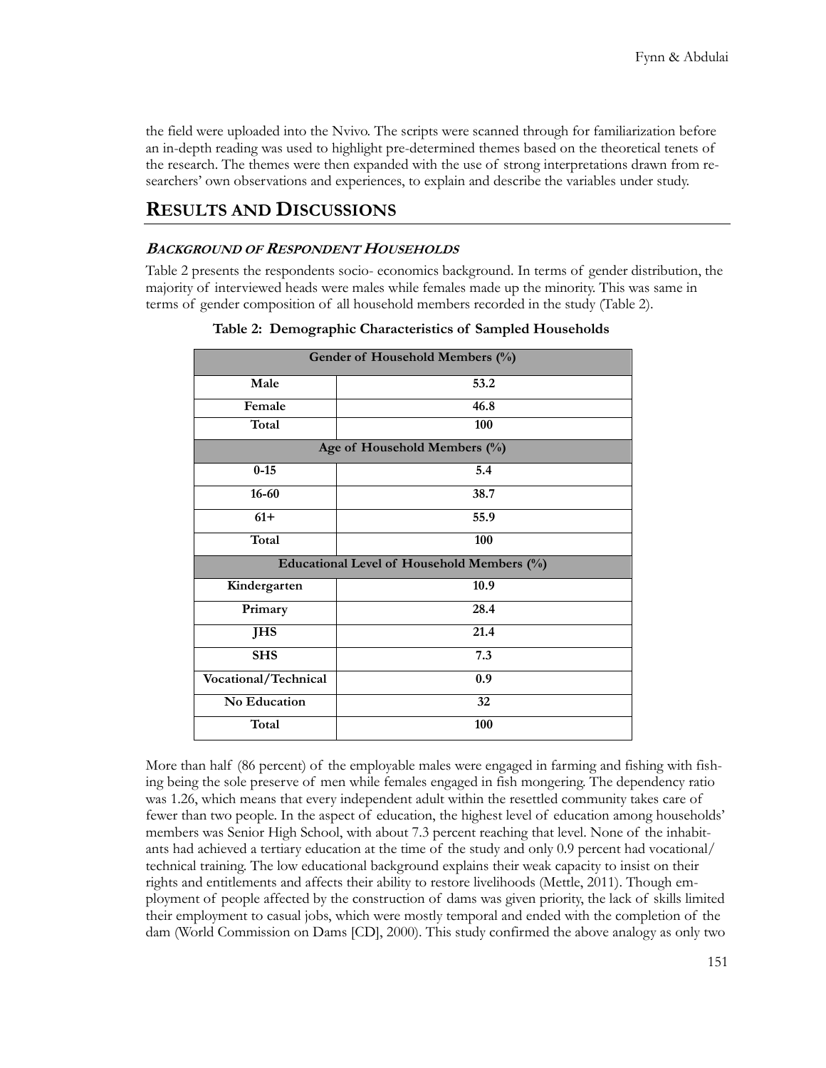the field were uploaded into the Nvivo. The scripts were scanned through for familiarization before an in-depth reading was used to highlight pre-determined themes based on the theoretical tenets of the research. The themes were then expanded with the use of strong interpretations drawn from researchers' own observations and experiences, to explain and describe the variables under study.

## RESULTS AND DISCUSSIONS

### *BACKGROUND OF RESPONDENT HOUSEHOLDS*

Table 2 presents the respondents socio- economics background. In terms of gender distribution, the majority of interviewed heads were males while females made up the minority. This was same in terms of gender composition of all household members recorded in the study (Table 2).

**Table 2: Demographic Characteristics of Sampled Households**

| Gender of Household Members (%) | |
|---|---|
| **Male** | **53.2** |
| **Female** | **46.8** |
| **Total** | **100** |
| **Age of Household Members (%)** | |
| **0-15** | **5.4** |
| **16-60** | **38.7** |
| **61+** | **55.9** |
| **Total** | **100** |
| **Educational Level of Household Members (%)** | |
| **Kindergarten** | **10.9** |
| **Primary** | **28.4** |
| **JHS** | **21.4** |
| **SHS** | **7.3** |
| **Vocational/Technical** | **0.9** |
| **No Education** | **32** |
| **Total** | **100** |

More than half (86 percent) of the employable males were engaged in farming and fishing with fishing being the sole preserve of men while females engaged in fish mongering. The dependency ratio was 1.26, which means that every independent adult within the resettled community takes care of fewer than two people. In the aspect of education, the highest level of education among households' members was Senior High School, with about 7.3 percent reaching that level. None of the inhabitants had achieved a tertiary education at the time of the study and only 0.9 percent had vocational/ technical training. The low educational background explains their weak capacity to insist on their rights and entitlements and affects their ability to restore livelihoods (Mettle, 2011). Though employment of people affected by the construction of dams was given priority, the lack of skills limited their employment to casual jobs, which were mostly temporal and ended with the completion of the dam (World Commission on Dams [CD], 2000). This study confirmed the above analogy as only two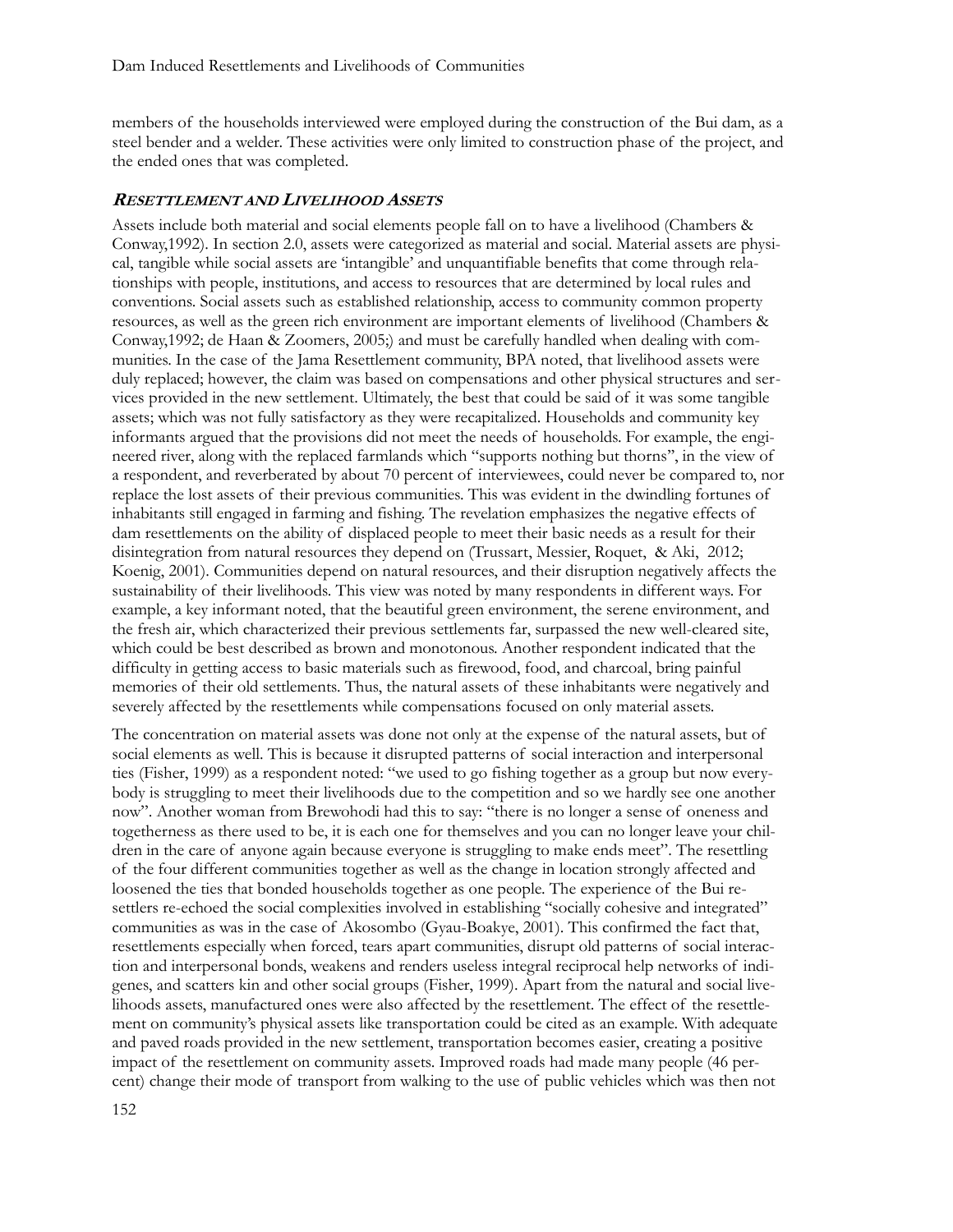members of the households interviewed were employed during the construction of the Bui dam, as a steel bender and a welder. These activities were only limited to construction phase of the project, and the ended ones that was completed.

### *Resettlement and Livelihood Assets*

Assets include both material and social elements people fall on to have a livelihood (Chambers & Conway,1992). In section 2.0, assets were categorized as material and social. Material assets are physical, tangible while social assets are 'intangible' and unquantifiable benefits that come through relationships with people, institutions, and access to resources that are determined by local rules and conventions. Social assets such as established relationship, access to community common property resources, as well as the green rich environment are important elements of livelihood (Chambers & Conway,1992; de Haan & Zoomers, 2005;) and must be carefully handled when dealing with communities. In the case of the Jama Resettlement community, BPA noted, that livelihood assets were duly replaced; however, the claim was based on compensations and other physical structures and services provided in the new settlement. Ultimately, the best that could be said of it was some tangible assets; which was not fully satisfactory as they were recapitalized. Households and community key informants argued that the provisions did not meet the needs of households. For example, the engineered river, along with the replaced farmlands which "supports nothing but thorns", in the view of a respondent, and reverberated by about 70 percent of interviewees, could never be compared to, nor replace the lost assets of their previous communities. This was evident in the dwindling fortunes of inhabitants still engaged in farming and fishing. The revelation emphasizes the negative effects of dam resettlements on the ability of displaced people to meet their basic needs as a result for their disintegration from natural resources they depend on (Trussart, Messier, Roquet, & Aki, 2012; Koenig, 2001). Communities depend on natural resources, and their disruption negatively affects the sustainability of their livelihoods. This view was noted by many respondents in different ways. For example, a key informant noted, that the beautiful green environment, the serene environment, and the fresh air, which characterized their previous settlements far, surpassed the new well-cleared site, which could be best described as brown and monotonous. Another respondent indicated that the difficulty in getting access to basic materials such as firewood, food, and charcoal, bring painful memories of their old settlements. Thus, the natural assets of these inhabitants were negatively and severely affected by the resettlements while compensations focused on only material assets.

The concentration on material assets was done not only at the expense of the natural assets, but of social elements as well. This is because it disrupted patterns of social interaction and interpersonal ties (Fisher, 1999) as a respondent noted: "we used to go fishing together as a group but now everybody is struggling to meet their livelihoods due to the competition and so we hardly see one another now". Another woman from Brewohodi had this to say: "there is no longer a sense of oneness and togetherness as there used to be, it is each one for themselves and you can no longer leave your children in the care of anyone again because everyone is struggling to make ends meet". The resettling of the four different communities together as well as the change in location strongly affected and loosened the ties that bonded households together as one people. The experience of the Bui resettlers re-echoed the social complexities involved in establishing "socially cohesive and integrated" communities as was in the case of Akosombo (Gyau-Boakye, 2001). This confirmed the fact that, resettlements especially when forced, tears apart communities, disrupt old patterns of social interaction and interpersonal bonds, weakens and renders useless integral reciprocal help networks of indigenes, and scatters kin and other social groups (Fisher, 1999). Apart from the natural and social livelihoods assets, manufactured ones were also affected by the resettlement. The effect of the resettlement on community's physical assets like transportation could be cited as an example. With adequate and paved roads provided in the new settlement, transportation becomes easier, creating a positive impact of the resettlement on community assets. Improved roads had made many people (46 percent) change their mode of transport from walking to the use of public vehicles which was then not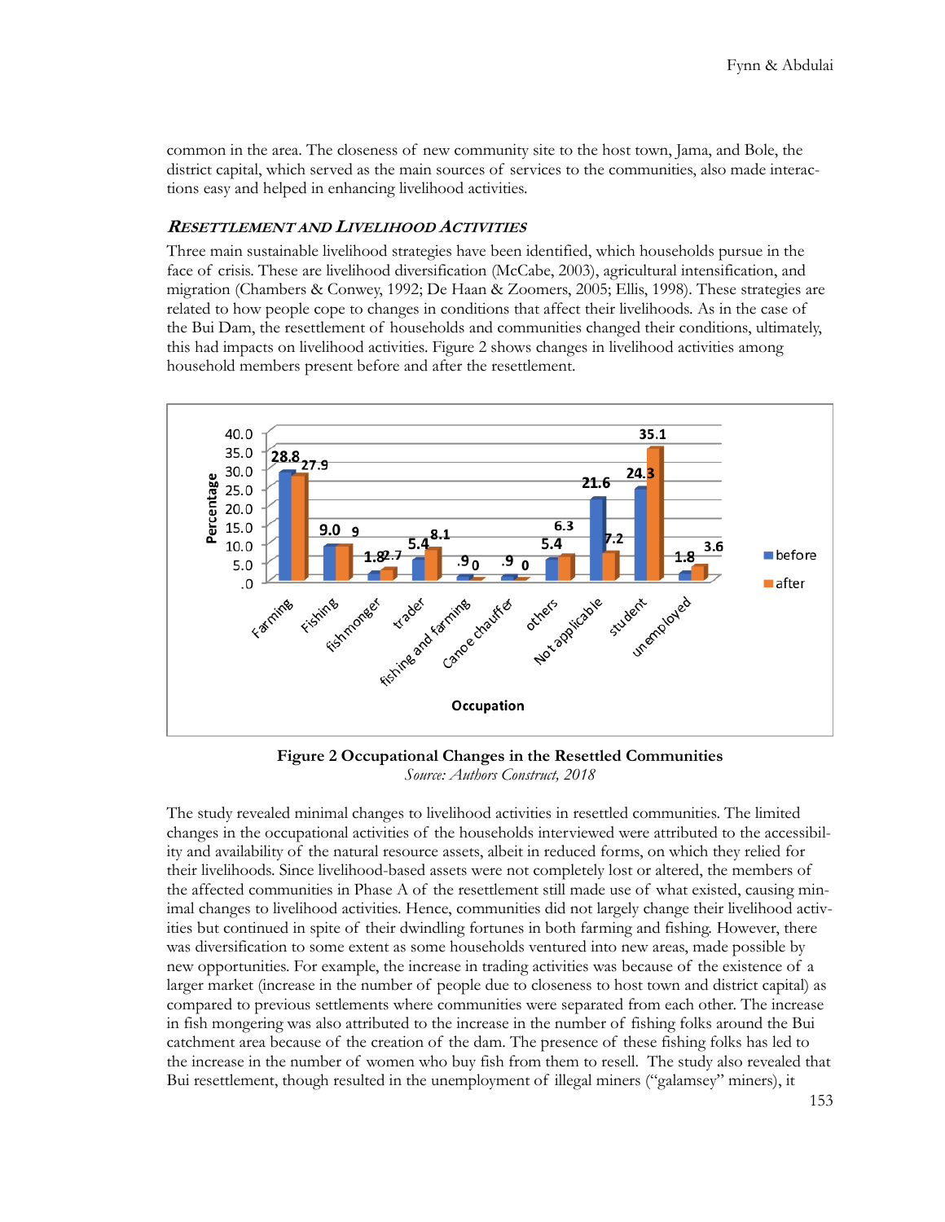common in the area. The closeness of new community site to the host town, Jama, and Bole, the district capital, which served as the main sources of services to the communities, also made interactions easy and helped in enhancing livelihood activities.

### *Resettlement and Livelihood Activities*

Three main sustainable livelihood strategies have been identified, which households pursue in the face of crisis. These are livelihood diversification (McCabe, 2003), agricultural intensification, and migration (Chambers & Conwey, 1992; De Haan & Zoomers, 2005; Ellis, 1998). These strategies are related to how people cope to changes in conditions that affect their livelihoods. As in the case of the Bui Dam, the resettlement of households and communities changed their conditions, ultimately, this had impacts on livelihood activities. Figure 2 shows changes in livelihood activities among household members present before and after the resettlement.

**Figure 2 Occupational Changes in the Resettled Communities**
*Source: Authors Construct, 2018*

The study revealed minimal changes to livelihood activities in resettled communities. The limited changes in the occupational activities of the households interviewed were attributed to the accessibility and availability of the natural resource assets, albeit in reduced forms, on which they relied for their livelihoods. Since livelihood-based assets were not completely lost or altered, the members of the affected communities in Phase A of the resettlement still made use of what existed, causing minimal changes to livelihood activities. Hence, communities did not largely change their livelihood activities but continued in spite of their dwindling fortunes in both farming and fishing. However, there was diversification to some extent as some households ventured into new areas, made possible by new opportunities. For example, the increase in trading activities was because of the existence of a larger market (increase in the number of people due to closeness to host town and district capital) as compared to previous settlements where communities were separated from each other. The increase in fish mongering was also attributed to the increase in the number of fishing folks around the Bui catchment area because of the creation of the dam. The presence of these fishing folks has led to the increase in the number of women who buy fish from them to resell. The study also revealed that Bui resettlement, though resulted in the unemployment of illegal miners ("galamsey" miners), it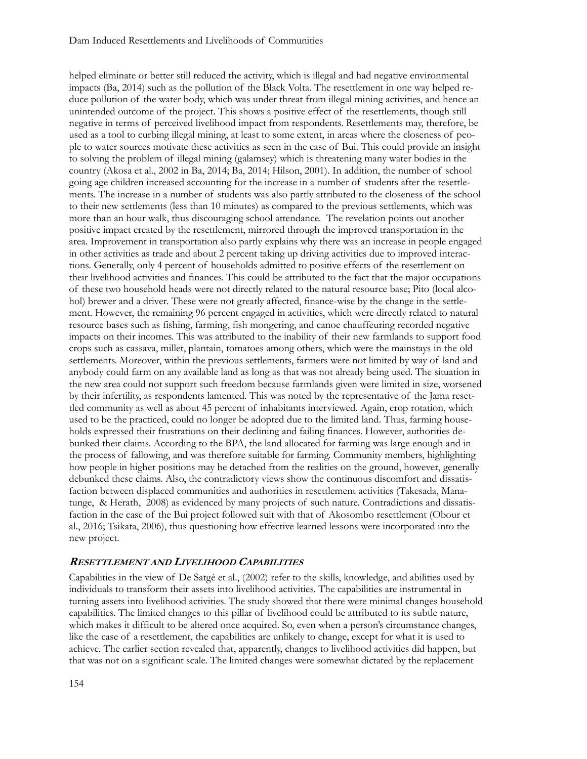helped eliminate or better still reduced the activity, which is illegal and had negative environmental impacts (Ba, 2014) such as the pollution of the Black Volta. The resettlement in one way helped reduce pollution of the water body, which was under threat from illegal mining activities, and hence an unintended outcome of the project. This shows a positive effect of the resettlements, though still negative in terms of perceived livelihood impact from respondents. Resettlements may, therefore, be used as a tool to curbing illegal mining, at least to some extent, in areas where the closeness of people to water sources motivate these activities as seen in the case of Bui. This could provide an insight to solving the problem of illegal mining (galamsey) which is threatening many water bodies in the country (Akosa et al., 2002 in Ba, 2014; Ba, 2014; Hilson, 2001). In addition, the number of school going age children increased accounting for the increase in a number of students after the resettlements. The increase in a number of students was also partly attributed to the closeness of the school to their new settlements (less than 10 minutes) as compared to the previous settlements, which was more than an hour walk, thus discouraging school attendance. The revelation points out another positive impact created by the resettlement, mirrored through the improved transportation in the area. Improvement in transportation also partly explains why there was an increase in people engaged in other activities as trade and about 2 percent taking up driving activities due to improved interactions. Generally, only 4 percent of households admitted to positive effects of the resettlement on their livelihood activities and finances. This could be attributed to the fact that the major occupations of these two household heads were not directly related to the natural resource base; Pito (local alcohol) brewer and a driver. These were not greatly affected, finance-wise by the change in the settlement. However, the remaining 96 percent engaged in activities, which were directly related to natural resource bases such as fishing, farming, fish mongering, and canoe chauffeuring recorded negative impacts on their incomes. This was attributed to the inability of their new farmlands to support food crops such as cassava, millet, plantain, tomatoes among others, which were the mainstays in the old settlements. Moreover, within the previous settlements, farmers were not limited by way of land and anybody could farm on any available land as long as that was not already being used. The situation in the new area could not support such freedom because farmlands given were limited in size, worsened by their infertility, as respondents lamented. This was noted by the representative of the Jama resettled community as well as about 45 percent of inhabitants interviewed. Again, crop rotation, which used to be the practiced, could no longer be adopted due to the limited land. Thus, farming households expressed their frustrations on their declining and failing finances. However, authorities debunked their claims. According to the BPA, the land allocated for farming was large enough and in the process of fallowing, and was therefore suitable for farming. Community members, highlighting how people in higher positions may be detached from the realities on the ground, however, generally debunked these claims. Also, the contradictory views show the continuous discomfort and dissatisfaction between displaced communities and authorities in resettlement activities (Takesada, Manatunge, & Herath, 2008) as evidenced by many projects of such nature. Contradictions and dissatisfaction in the case of the Bui project followed suit with that of Akosombo resettlement (Obour et al., 2016; Tsikata, 2006), thus questioning how effective learned lessons were incorporated into the new project.

### *Resettlement and Livelihood Capabilities*

Capabilities in the view of De Satgé et al., (2002) refer to the skills, knowledge, and abilities used by individuals to transform their assets into livelihood activities. The capabilities are instrumental in turning assets into livelihood activities. The study showed that there were minimal changes household capabilities. The limited changes to this pillar of livelihood could be attributed to its subtle nature, which makes it difficult to be altered once acquired. So, even when a person's circumstance changes, like the case of a resettlement, the capabilities are unlikely to change, except for what it is used to achieve. The earlier section revealed that, apparently, changes to livelihood activities did happen, but that was not on a significant scale. The limited changes were somewhat dictated by the replacement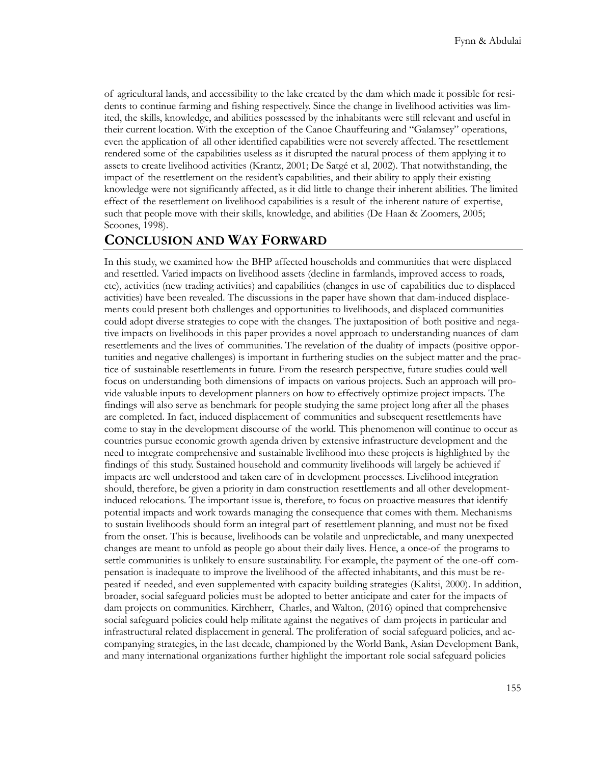of agricultural lands, and accessibility to the lake created by the dam which made it possible for residents to continue farming and fishing respectively. Since the change in livelihood activities was limited, the skills, knowledge, and abilities possessed by the inhabitants were still relevant and useful in their current location. With the exception of the Canoe Chauffeuring and "Galamsey" operations, even the application of all other identified capabilities were not severely affected. The resettlement rendered some of the capabilities useless as it disrupted the natural process of them applying it to assets to create livelihood activities (Krantz, 2001; De Satgé et al, 2002). That notwithstanding, the impact of the resettlement on the resident's capabilities, and their ability to apply their existing knowledge were not significantly affected, as it did little to change their inherent abilities. The limited effect of the resettlement on livelihood capabilities is a result of the inherent nature of expertise, such that people move with their skills, knowledge, and abilities (De Haan & Zoomers, 2005; Scoones, 1998).

## CONCLUSION AND WAY FORWARD

In this study, we examined how the BHP affected households and communities that were displaced and resettled. Varied impacts on livelihood assets (decline in farmlands, improved access to roads, etc), activities (new trading activities) and capabilities (changes in use of capabilities due to displaced activities) have been revealed. The discussions in the paper have shown that dam-induced displacements could present both challenges and opportunities to livelihoods, and displaced communities could adopt diverse strategies to cope with the changes. The juxtaposition of both positive and negative impacts on livelihoods in this paper provides a novel approach to understanding nuances of dam resettlements and the lives of communities. The revelation of the duality of impacts (positive opportunities and negative challenges) is important in furthering studies on the subject matter and the practice of sustainable resettlements in future. From the research perspective, future studies could well focus on understanding both dimensions of impacts on various projects. Such an approach will provide valuable inputs to development planners on how to effectively optimize project impacts. The findings will also serve as benchmark for people studying the same project long after all the phases are completed. In fact, induced displacement of communities and subsequent resettlements have come to stay in the development discourse of the world. This phenomenon will continue to occur as countries pursue economic growth agenda driven by extensive infrastructure development and the need to integrate comprehensive and sustainable livelihood into these projects is highlighted by the findings of this study. Sustained household and community livelihoods will largely be achieved if impacts are well understood and taken care of in development processes. Livelihood integration should, therefore, be given a priority in dam construction resettlements and all other development-induced relocations. The important issue is, therefore, to focus on proactive measures that identify potential impacts and work towards managing the consequence that comes with them. Mechanisms to sustain livelihoods should form an integral part of resettlement planning, and must not be fixed from the onset. This is because, livelihoods can be volatile and unpredictable, and many unexpected changes are meant to unfold as people go about their daily lives. Hence, a once-of the programs to settle communities is unlikely to ensure sustainability. For example, the payment of the one-off compensation is inadequate to improve the livelihood of the affected inhabitants, and this must be repeated if needed, and even supplemented with capacity building strategies (Kalitsi, 2000). In addition, broader, social safeguard policies must be adopted to better anticipate and cater for the impacts of dam projects on communities. Kirchherr, Charles, and Walton, (2016) opined that comprehensive social safeguard policies could help militate against the negatives of dam projects in particular and infrastructural related displacement in general. The proliferation of social safeguard policies, and accompanying strategies, in the last decade, championed by the World Bank, Asian Development Bank, and many international organizations further highlight the important role social safeguard policies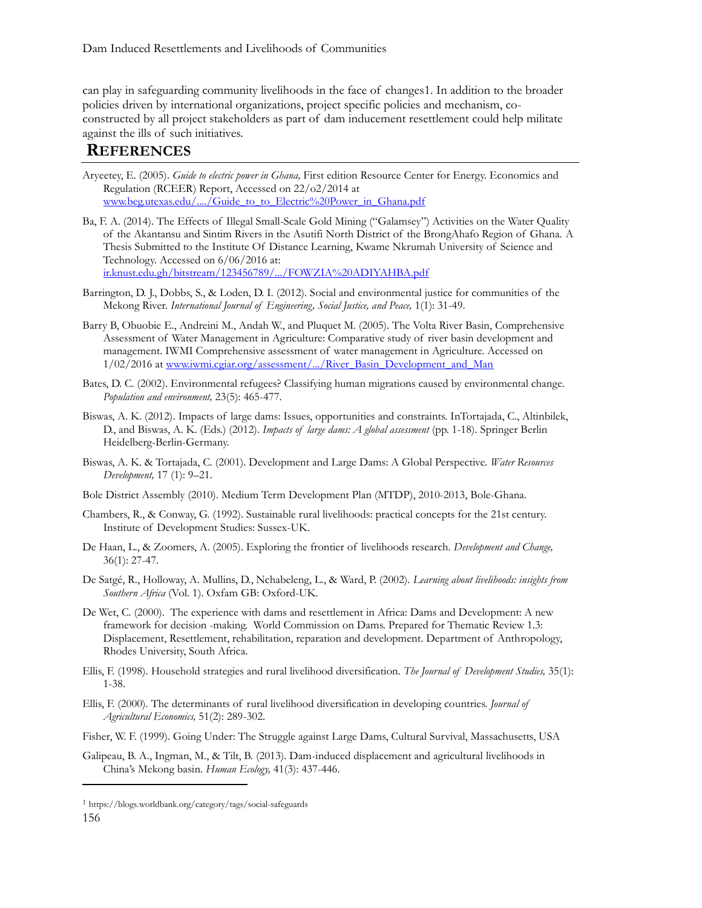can play in safeguarding community livelihoods in the face of changes[1]. In addition to the broader policies driven by international organizations, project specific policies and mechanism, co-constructed by all project stakeholders as part of dam inducement resettlement could help militate against the ills of such initiatives.

## REFERENCES

Aryeetey, E. (2005). *Guide to electric power in Ghana,* First edition Resource Center for Energy. Economics and Regulation (RCEER) Report, Accessed on 22/o2/2014 at www.beg.utexas.edu/..../Guide_to_to_Electric%20Power_in_Ghana.pdf

Ba, F. A. (2014). The Effects of Illegal Small-Scale Gold Mining ("Galamsey") Activities on the Water Quality of the Akantansu and Sintim Rivers in the Asutifi North District of the BrongAhafo Region of Ghana. A Thesis Submitted to the Institute Of Distance Learning, Kwame Nkrumah University of Science and Technology. Accessed on 6/06/2016 at: ir.knust.edu.gh/bitstream/123456789/.../FOWZIA%20ADIYAHBA.pdf

Barrington, D. J., Dobbs, S., & Loden, D. I. (2012). Social and environmental justice for communities of the Mekong River. *International Journal of Engineering, Social Justice, and Peace,* 1(1): 31-49.

Barry B, Obuobie E., Andreini M., Andah W., and Pluquet M. (2005). The Volta River Basin, Comprehensive Assessment of Water Management in Agriculture: Comparative study of river basin development and management. IWMI Comprehensive assessment of water management in Agriculture. Accessed on 1/02/2016 at www.iwmi.cgiar.org/assessment/.../River_Basin_Development_and_Man

Bates, D. C. (2002). Environmental refugees? Classifying human migrations caused by environmental change. *Population and environment,* 23(5): 465-477.

Biswas, A. K. (2012). Impacts of large dams: Issues, opportunities and constraints. InTortajada, C., Altinbilek, D., and Biswas, A. K. (Eds.) (2012). *Impacts of large dams: A global assessment* (pp. 1-18). Springer Berlin Heidelberg-Berlin-Germany.

Biswas, A. K. & Tortajada, C. (2001). Development and Large Dams: A Global Perspective. *Water Resources Development,* 17 (1): 9–21.

Bole District Assembly (2010). Medium Term Development Plan (MTDP), 2010-2013, Bole-Ghana.

Chambers, R., & Conway, G. (1992). Sustainable rural livelihoods: practical concepts for the 21st century. Institute of Development Studies: Sussex-UK.

De Haan, L., & Zoomers, A. (2005). Exploring the frontier of livelihoods research. *Development and Change,* 36(1): 27-47.

De Satgé, R., Holloway, A. Mullins, D., Nchabeleng, L., & Ward, P. (2002). *Learning about livelihoods: insights from Southern Africa* (Vol. 1). Oxfam GB: Oxford-UK.

De Wet, C. (2000). The experience with dams and resettlement in Africa: Dams and Development: A new framework for decision -making. World Commission on Dams. Prepared for Thematic Review 1.3: Displacement, Resettlement, rehabilitation, reparation and development. Department of Anthropology, Rhodes University, South Africa.

Ellis, F. (1998). Household strategies and rural livelihood diversification. *The Journal of Development Studies,* 35(1): 1-38.

Ellis, F. (2000). The determinants of rural livelihood diversification in developing countries. *Journal of Agricultural Economics,* 51(2): 289-302.

Fisher, W. F. (1999). Going Under: The Struggle against Large Dams, Cultural Survival, Massachusetts, USA

Galipeau, B. A., Ingman, M., & Tilt, B. (2013). Dam-induced displacement and agricultural livelihoods in China's Mekong basin. *Human Ecology,* 41(3): 437-446.

[1] https://blogs.worldbank.org/category/tags/social-safeguards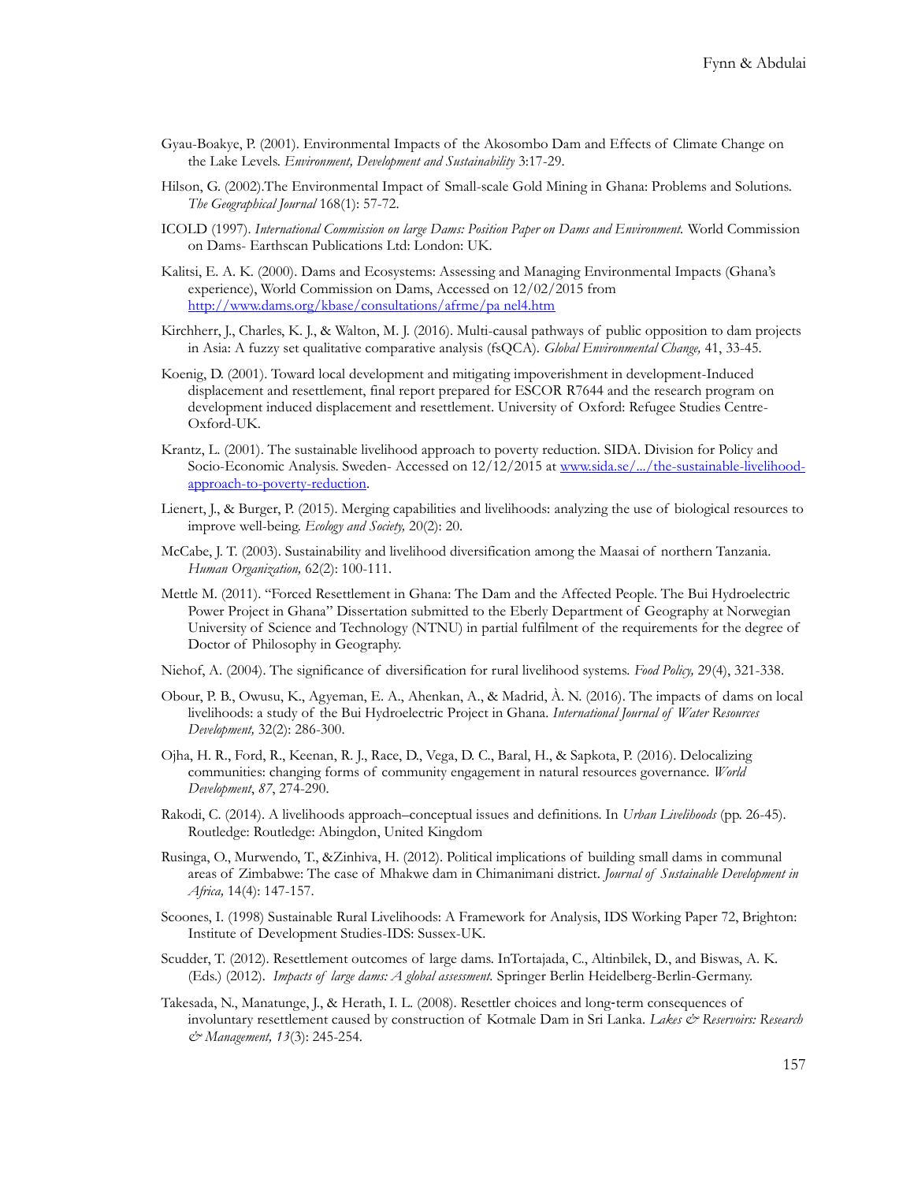Gyau-Boakye, P. (2001). Environmental Impacts of the Akosombo Dam and Effects of Climate Change on the Lake Levels. *Environment, Development and Sustainability* 3:17-29.

Hilson, G. (2002).The Environmental Impact of Small-scale Gold Mining in Ghana: Problems and Solutions. *The Geographical Journal* 168(1): 57-72.

ICOLD (1997). *International Commission on large Dams: Position Paper on Dams and Environment.* World Commission on Dams- Earthscan Publications Ltd: London: UK.

Kalitsi, E. A. K. (2000). Dams and Ecosystems: Assessing and Managing Environmental Impacts (Ghana's experience), World Commission on Dams, Accessed on 12/02/2015 from http://www.dams.org/kbase/consultations/afrme/pa nel4.htm

Kirchherr, J., Charles, K. J., & Walton, M. J. (2016). Multi-causal pathways of public opposition to dam projects in Asia: A fuzzy set qualitative comparative analysis (fsQCA). *Global Environmental Change,* 41, 33-45.

Koenig, D. (2001). Toward local development and mitigating impoverishment in development-Induced displacement and resettlement, final report prepared for ESCOR R7644 and the research program on development induced displacement and resettlement. University of Oxford: Refugee Studies Centre-Oxford-UK.

Krantz, L. (2001). The sustainable livelihood approach to poverty reduction. SIDA. Division for Policy and Socio-Economic Analysis. Sweden- Accessed on 12/12/2015 at www.sida.se/.../the-sustainable-livelihood-approach-to-poverty-reduction.

Lienert, J., & Burger, P. (2015). Merging capabilities and livelihoods: analyzing the use of biological resources to improve well-being. *Ecology and Society,* 20(2): 20.

McCabe, J. T. (2003). Sustainability and livelihood diversification among the Maasai of northern Tanzania. *Human Organization,* 62(2): 100-111.

Mettle M. (2011). "Forced Resettlement in Ghana: The Dam and the Affected People. The Bui Hydroelectric Power Project in Ghana" Dissertation submitted to the Eberly Department of Geography at Norwegian University of Science and Technology (NTNU) in partial fulfilment of the requirements for the degree of Doctor of Philosophy in Geography.

Niehof, A. (2004). The significance of diversification for rural livelihood systems. *Food Policy,* 29(4), 321-338.

Obour, P. B., Owusu, K., Agyeman, E. A., Ahenkan, A., & Madrid, À. N. (2016). The impacts of dams on local livelihoods: a study of the Bui Hydroelectric Project in Ghana. *International Journal of Water Resources Development,* 32(2): 286-300.

Ojha, H. R., Ford, R., Keenan, R. J., Race, D., Vega, D. C., Baral, H., & Sapkota, P. (2016). Delocalizing communities: changing forms of community engagement in natural resources governance. *World Development*, *87*, 274-290.

Rakodi, C. (2014). A livelihoods approach–conceptual issues and definitions. In *Urban Livelihoods* (pp. 26-45). Routledge: Routledge: Abingdon, United Kingdom

Rusinga, O., Murwendo, T., &Zinhiva, H. (2012). Political implications of building small dams in communal areas of Zimbabwe: The case of Mhakwe dam in Chimanimani district. *Journal of Sustainable Development in Africa,* 14(4): 147-157.

Scoones, I. (1998) Sustainable Rural Livelihoods: A Framework for Analysis, IDS Working Paper 72, Brighton: Institute of Development Studies-IDS: Sussex-UK.

Scudder, T. (2012). Resettlement outcomes of large dams. InTortajada, C., Altinbilek, D., and Biswas, A. K. (Eds.) (2012). *Impacts of large dams: A global assessment.* Springer Berlin Heidelberg-Berlin-Germany.

Takesada, N., Manatunge, J., & Herath, I. L. (2008). Resettler choices and long-term consequences of involuntary resettlement caused by construction of Kotmale Dam in Sri Lanka. *Lakes & Reservoirs: Research & Management, 13*(3): 245-254.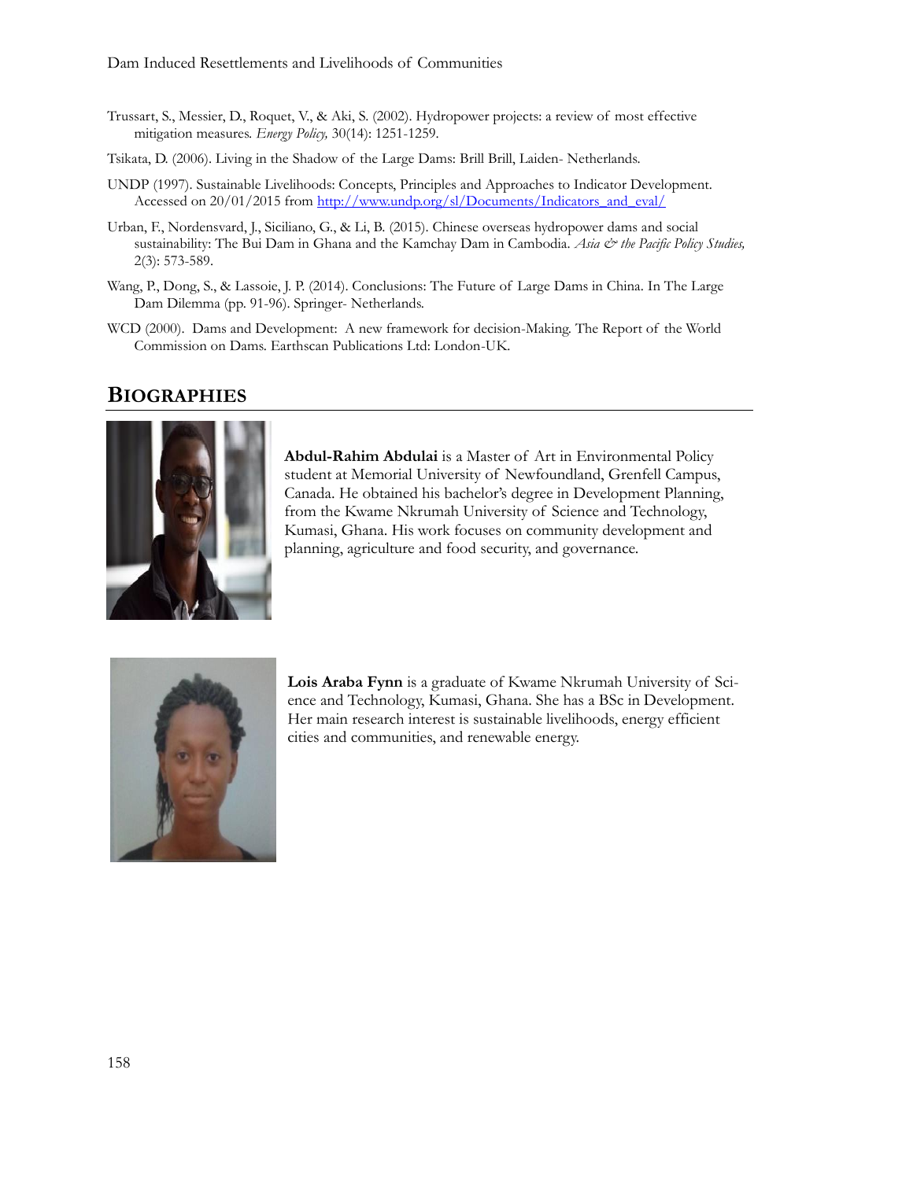Trussart, S., Messier, D., Roquet, V., & Aki, S. (2002). Hydropower projects: a review of most effective mitigation measures. *Energy Policy,* 30(14): 1251-1259.

Tsikata, D. (2006). Living in the Shadow of the Large Dams: Brill Brill, Laiden- Netherlands.

UNDP (1997). Sustainable Livelihoods: Concepts, Principles and Approaches to Indicator Development. Accessed on 20/01/2015 from http://www.undp.org/sl/Documents/Indicators_and_eval/

Urban, F., Nordensvard, J., Siciliano, G., & Li, B. (2015). Chinese overseas hydropower dams and social sustainability: The Bui Dam in Ghana and the Kamchay Dam in Cambodia. *Asia & the Pacific Policy Studies,* 2(3): 573-589.

Wang, P., Dong, S., & Lassoie, J. P. (2014). Conclusions: The Future of Large Dams in China. In The Large Dam Dilemma (pp. 91-96). Springer- Netherlands.

WCD (2000). Dams and Development: A new framework for decision-Making. The Report of the World Commission on Dams. Earthscan Publications Ltd: London-UK.

## BIOGRAPHIES

**Abdul-Rahim Abdulai** is a Master of Art in Environmental Policy student at Memorial University of Newfoundland, Grenfell Campus, Canada. He obtained his bachelor's degree in Development Planning, from the Kwame Nkrumah University of Science and Technology, Kumasi, Ghana. His work focuses on community development and planning, agriculture and food security, and governance.

**Lois Araba Fynn** is a graduate of Kwame Nkrumah University of Science and Technology, Kumasi, Ghana. She has a BSc in Development. Her main research interest is sustainable livelihoods, energy efficient cities and communities, and renewable energy.